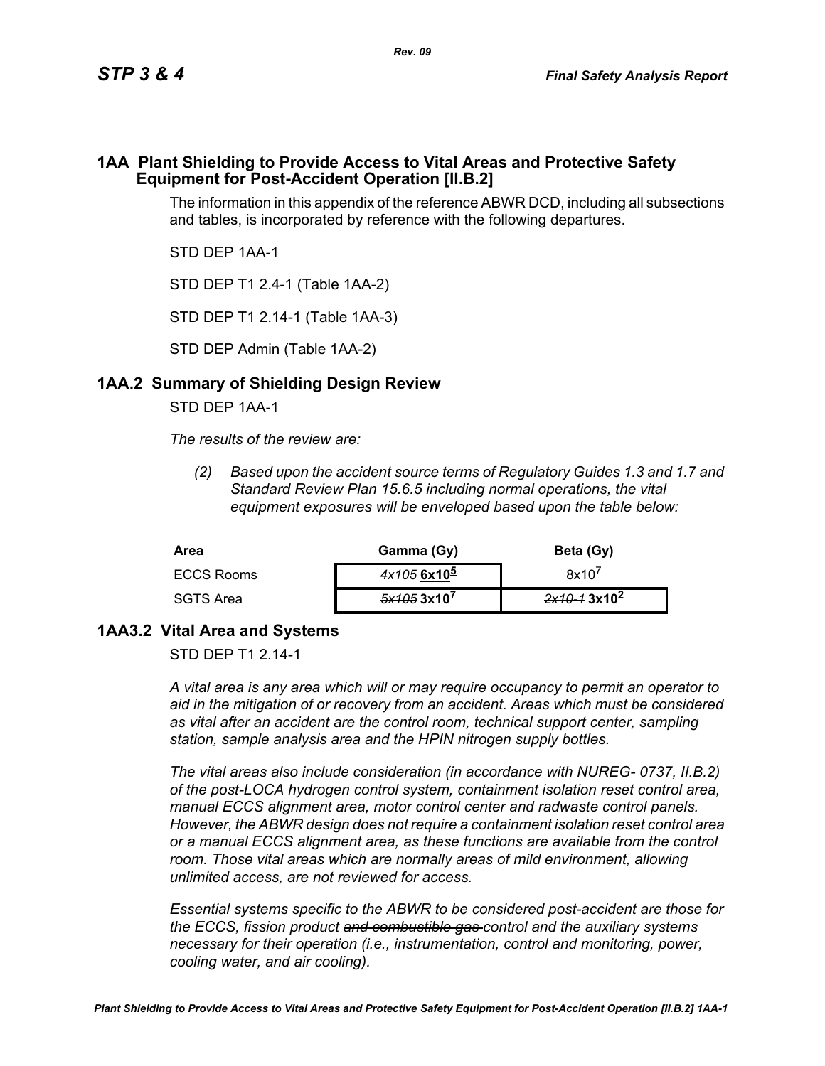# 1AA Plant Shielding to Provide Access to Vital Areas and Protective Safety Equipment for Post-Accident Operation [II.B.2]

The information in this appendix of the reference ABWR DCD, including all subsections and tables, is incorporated by reference with the following departures.

STD DEP 1AA-1

STD DEP T1 2.4-1 (Table 1AA-2)

STD DEP T1 2.14-1 (Table 1AA-3)

STD DEP Admin (Table 1AA-2)

## 1AA.2 Summary of Shielding Design Review

STD DEP 1AA-1

*The results of the review are:*

*(2) Based upon the accident source terms of Regulatory Guides 1.3 and 1.7 and Standard Review Plan 15.6.5 including normal operations, the vital equipment exposures will be enveloped based upon the table below:*

| Area | Gamma (Gy) | Beta (Gy) |
|---|---|---|
| ECCS Rooms | ~~4x105~~ **6x10$^5$** | 8x10$^7$ |
| SGTS Area | ~~5x105~~ **3x10$^7$** | ~~2x10-1~~ **3x10$^2$** |

## 1AA3.2 Vital Area and Systems

STD DEP T1 2.14-1

*A vital area is any area which will or may require occupancy to permit an operator to aid in the mitigation of or recovery from an accident. Areas which must be considered as vital after an accident are the control room, technical support center, sampling station, sample analysis area and the HPIN nitrogen supply bottles.*

*The vital areas also include consideration (in accordance with NUREG- 0737, II.B.2) of the post-LOCA hydrogen control system, containment isolation reset control area, manual ECCS alignment area, motor control center and radwaste control panels. However, the ABWR design does not require a containment isolation reset control area or a manual ECCS alignment area, as these functions are available from the control room. Those vital areas which are normally areas of mild environment, allowing unlimited access, are not reviewed for access.*

*Essential systems specific to the ABWR to be considered post-accident are those for the ECCS, fission product ~~and combustible gas~~ control and the auxiliary systems necessary for their operation (i.e., instrumentation, control and monitoring, power, cooling water, and air cooling).*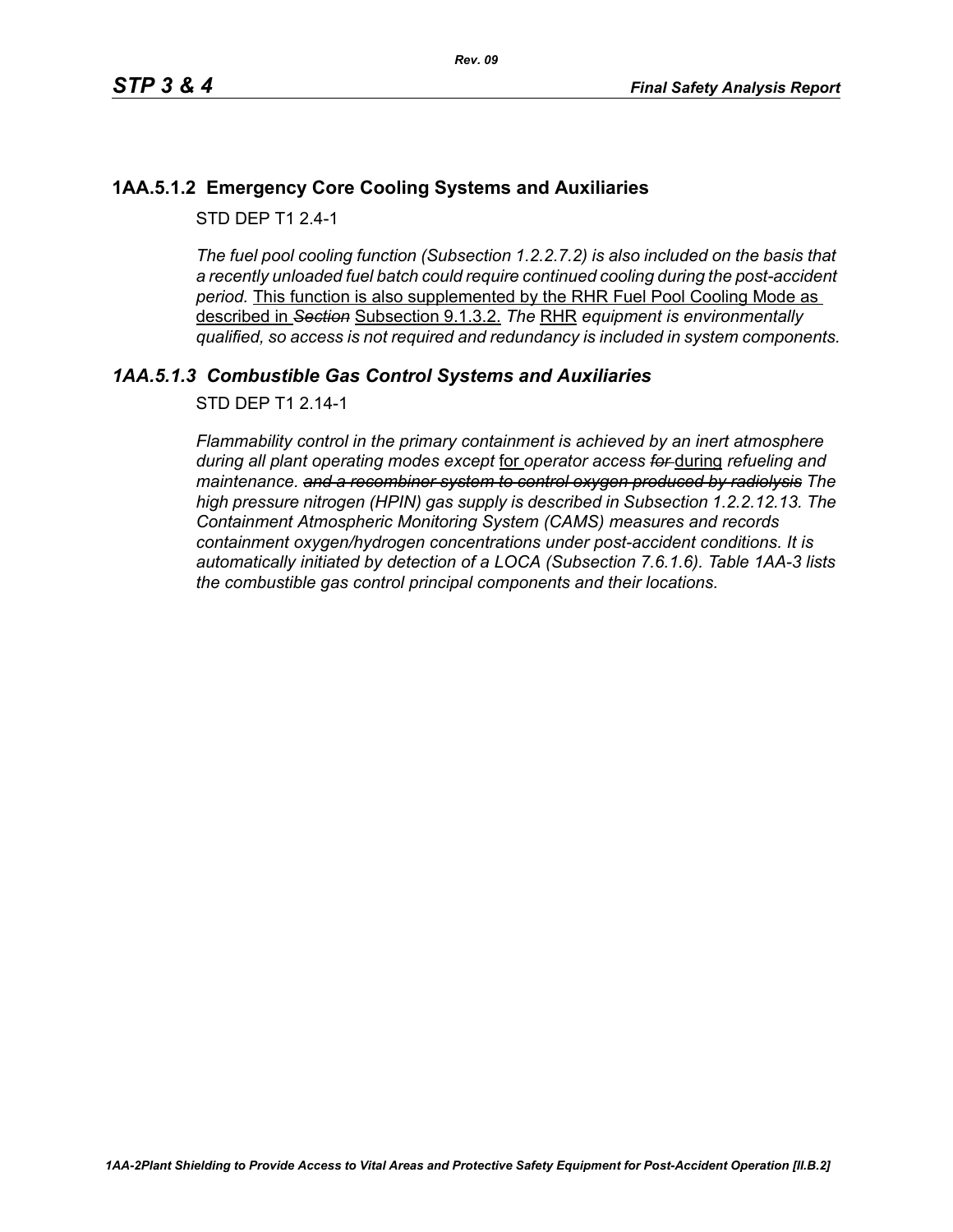### 1AA.5.1.2 Emergency Core Cooling Systems and Auxiliaries

STD DEP T1 2.4-1

*The fuel pool cooling function (Subsection 1.2.2.7.2) is also included on the basis that a recently unloaded fuel batch could require continued cooling during the post-accident period.* <u>This function is also supplemented by the RHR Fuel Pool Cooling Mode as described in</u> ~~*Section*~~ <u>Subsection 9.1.3.2.</u> *The* <u>RHR</u> *equipment is environmentally qualified, so access is not required and redundancy is included in system components.*

### *1AA.5.1.3 Combustible Gas Control Systems and Auxiliaries*

STD DEP T1 2.14-1

*Flammability control in the primary containment is achieved by an inert atmosphere during all plant operating modes except* <u>for</u> *operator access* ~~*for*~~ <u>during</u> *refueling and maintenance.* ~~*and a recombiner system to control oxygen produced by radiolysis*~~ *The high pressure nitrogen (HPIN) gas supply is described in Subsection 1.2.2.12.13. The Containment Atmospheric Monitoring System (CAMS) measures and records containment oxygen/hydrogen concentrations under post-accident conditions. It is automatically initiated by detection of a LOCA (Subsection 7.6.1.6). Table 1AA-3 lists the combustible gas control principal components and their locations.*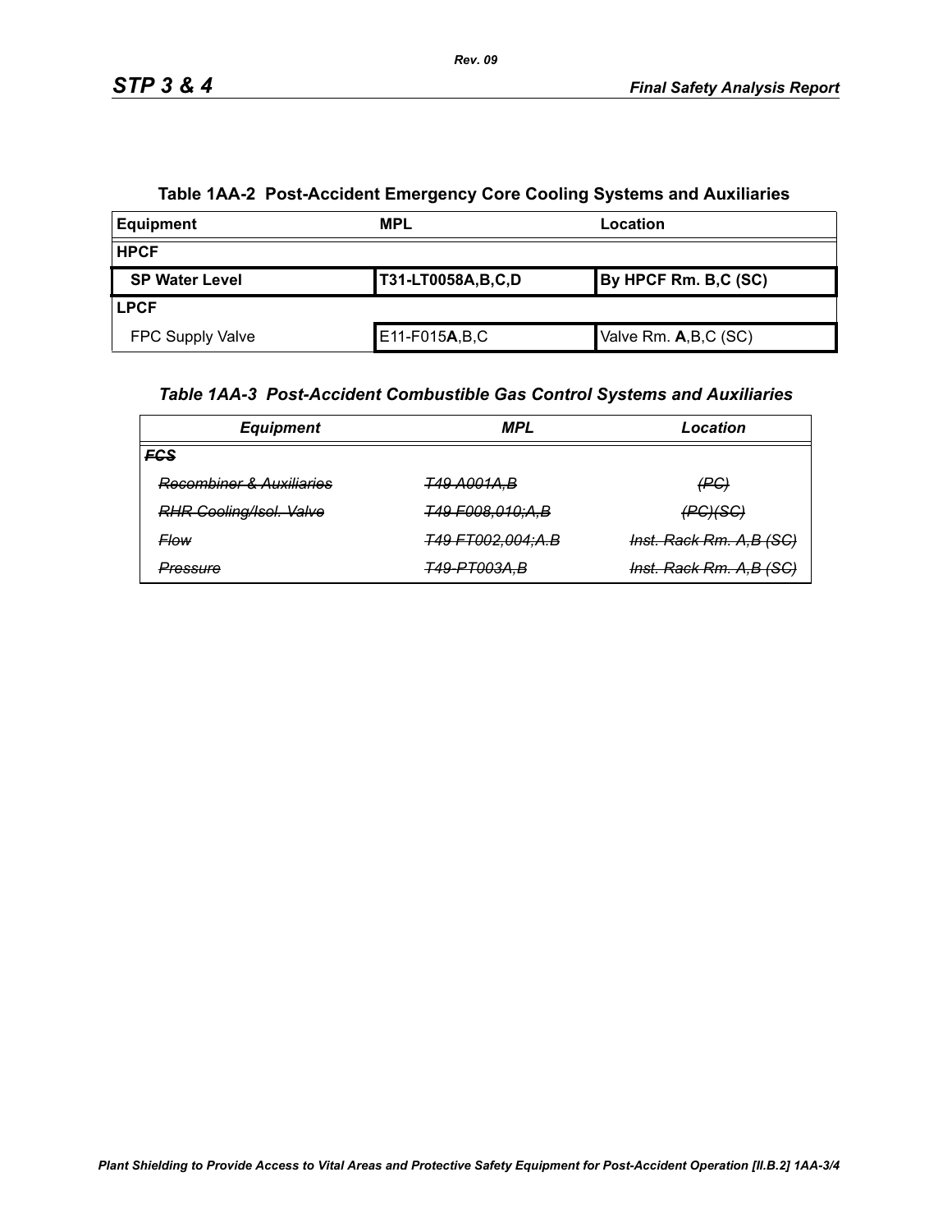**Table 1AA-2 Post-Accident Emergency Core Cooling Systems and Auxiliaries**

| Equipment | MPL | Location |
|---|---|---|
| **HPCF** | | |
| **SP Water Level** | **T31-LT0058A,B,C,D** | **By HPCF Rm. B,C (SC)** |
| **LPCF** | | |
| FPC Supply Valve | E11-F015**A**,B,C | Valve Rm. **A**,B,C (SC) |

***Table 1AA-3 Post-Accident Combustible Gas Control Systems and Auxiliaries***

| *Equipment* | *MPL* | *Location* |
|---|---|---|
| ~~*FCS*~~ | | |
| ~~*Recombiner & Auxiliaries*~~ | ~~*T49-A001A,B*~~ | ~~*(PC)*~~ |
| ~~*RHR Cooling/Isol. Valve*~~ | ~~*T49-F008,010;A,B*~~ | ~~*(PC)(SC)*~~ |
| ~~*Flow*~~ | ~~*T49-FT002,004;A.B*~~ | ~~*Inst. Rack Rm. A,B (SC)*~~ |
| ~~*Pressure*~~ | ~~*T49-PT003A,B*~~ | ~~*Inst. Rack Rm. A,B (SC)*~~ |